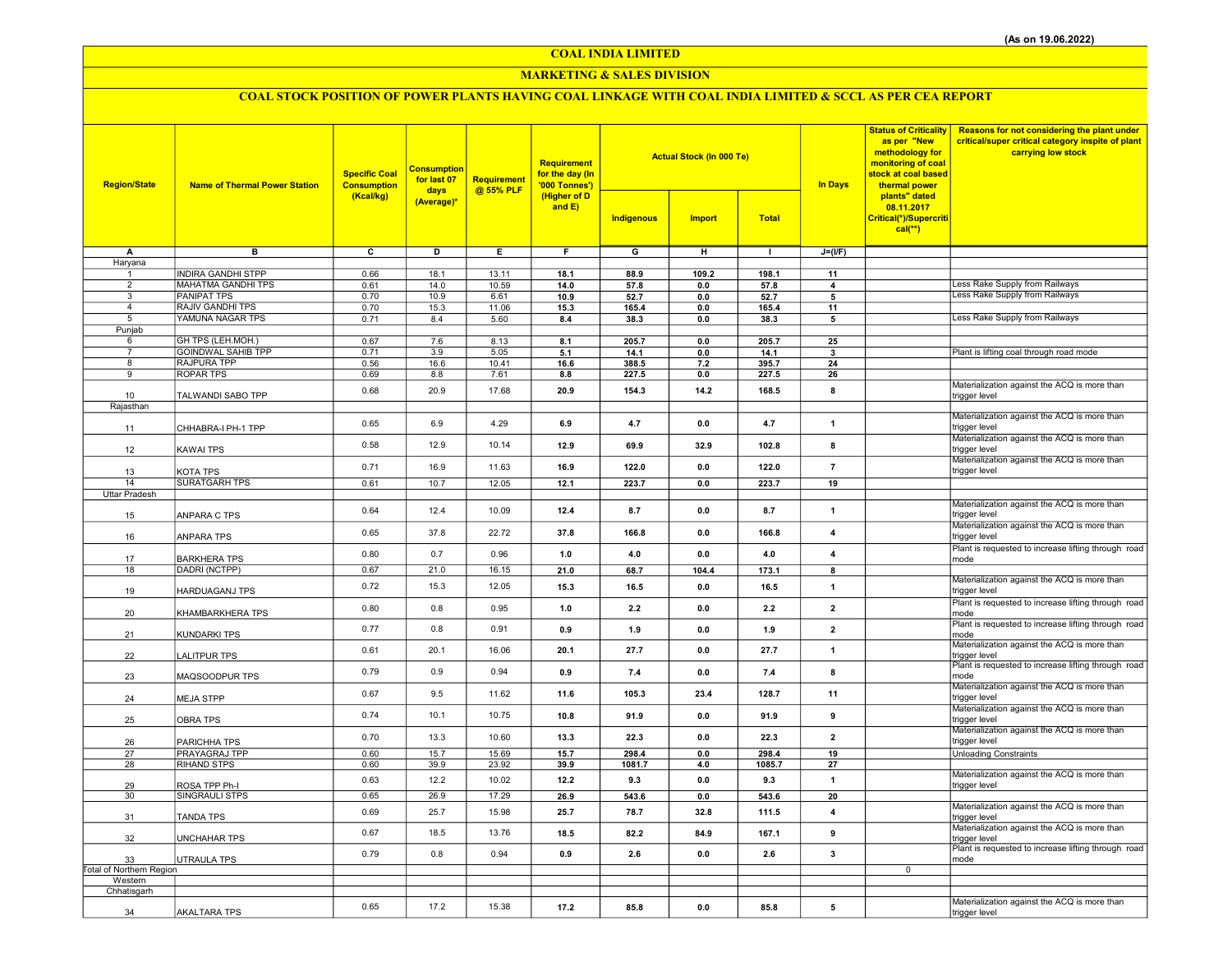(As on 19.06.2022)

# COAL INDIA LIMITED

## MARKETING & SALES DIVISION

### COAL STOCK POSITION OF POWER PLANTS HAVING COAL LINKAGE WITH COAL INDIA LIMITED & SCCL AS PER CEA REPORT

| Region/State | Name of Thermal Power Station | Specific Coal Consumption (Kcal/kg) | Consumption for last 07 days (Average)* | Requirement @ 55% PLF | Requirement for the day (In '000 Tonnes') (Higher of D and E) | Actual Stock (In 000 Te) | | | In Days | Status of Criticality as per "New methodology for monitoring of coal stock at coal based thermal power plants" dated 08.11.2017 Critical(*)/Supercritical(**) | Reasons for not considering the plant under critical/super critical category inspite of plant carrying low stock |
|---|---|---|---|---|---|---|---|---|---|---|---|
| | | | | | | Indigenous | Import | Total | | | |
| A | B | C | D | E | F | G | H | I | J=(I/F) | | |
| Haryana | | | | | | | | | | | |
| 1 | INDIRA GANDHI STPP | 0.66 | 18.1 | 13.11 | 18.1 | 88.9 | 109.2 | 198.1 | 11 | | |
| 2 | MAHATMA GANDHI TPS | 0.61 | 14.0 | 10.59 | 14.0 | 57.8 | 0.0 | 57.8 | 4 | | Less Rake Supply from Railways |
| 3 | PANIPAT TPS | 0.70 | 10.9 | 6.61 | 10.9 | 52.7 | 0.0 | 52.7 | 5 | | Less Rake Supply from Railways |
| 4 | RAJIV GANDHI TPS | 0.70 | 15.3 | 11.06 | 15.3 | 165.4 | 0.0 | 165.4 | 11 | | |
| 5 | YAMUNA NAGAR TPS | 0.71 | 8.4 | 5.60 | 8.4 | 38.3 | 0.0 | 38.3 | 5 | | Less Rake Supply from Railways |
| Punjab | | | | | | | | | | | |
| 6 | GH TPS (LEH.MOH.) | 0.67 | 7.6 | 8.13 | 8.1 | 205.7 | 0.0 | 205.7 | 25 | | |
| 7 | GOINDWAL SAHIB TPP | 0.71 | 3.9 | 5.05 | 5.1 | 14.1 | 0.0 | 14.1 | 3 | | Plant is lifting coal through road mode |
| 8 | RAJPURA TPP | 0.56 | 16.6 | 10.41 | 16.6 | 388.5 | 7.2 | 395.7 | 24 | | |
| 9 | ROPAR TPS | 0.69 | 8.8 | 7.61 | 8.8 | 227.5 | 0.0 | 227.5 | 26 | | |
| 10 | TALWANDI SABO TPP | 0.68 | 20.9 | 17.68 | 20.9 | 154.3 | 14.2 | 168.5 | 8 | | Materialization against the ACQ is more than trigger level |
| Rajasthan | | | | | | | | | | | |
| 11 | CHHABRA-I PH-1 TPP | 0.65 | 6.9 | 4.29 | 6.9 | 4.7 | 0.0 | 4.7 | 1 | | Materialization against the ACQ is more than trigger level |
| 12 | KAWAI TPS | 0.58 | 12.9 | 10.14 | 12.9 | 69.9 | 32.9 | 102.8 | 8 | | Materialization against the ACQ is more than trigger level |
| 13 | KOTA TPS | 0.71 | 16.9 | 11.63 | 16.9 | 122.0 | 0.0 | 122.0 | 7 | | Materialization against the ACQ is more than trigger level |
| 14 | SURATGARH TPS | 0.61 | 10.7 | 12.05 | 12.1 | 223.7 | 0.0 | 223.7 | 19 | | |
| Uttar Pradesh | | | | | | | | | | | |
| 15 | ANPARA C TPS | 0.64 | 12.4 | 10.09 | 12.4 | 8.7 | 0.0 | 8.7 | 1 | | Materialization against the ACQ is more than trigger level |
| 16 | ANPARA TPS | 0.65 | 37.8 | 22.72 | 37.8 | 166.8 | 0.0 | 166.8 | 4 | | Materialization against the ACQ is more than trigger level |
| 17 | BARKHERA TPS | 0.80 | 0.7 | 0.96 | 1.0 | 4.0 | 0.0 | 4.0 | 4 | | Plant is requested to increase lifting through road mode |
| 18 | DADRI (NCTPP) | 0.67 | 21.0 | 16.15 | 21.0 | 68.7 | 104.4 | 173.1 | 8 | | |
| 19 | HARDUAGANJ TPS | 0.72 | 15.3 | 12.05 | 15.3 | 16.5 | 0.0 | 16.5 | 1 | | Materialization against the ACQ is more than trigger level |
| 20 | KHAMBARKHERA TPS | 0.80 | 0.8 | 0.95 | 1.0 | 2.2 | 0.0 | 2.2 | 2 | | Plant is requested to increase lifting through road mode |
| 21 | KUNDARKI TPS | 0.77 | 0.8 | 0.91 | 0.9 | 1.9 | 0.0 | 1.9 | 2 | | Plant is requested to increase lifting through road mode |
| 22 | LALITPUR TPS | 0.61 | 20.1 | 16.06 | 20.1 | 27.7 | 0.0 | 27.7 | 1 | | Materialization against the ACQ is more than trigger level |
| 23 | MAQSOODPUR TPS | 0.79 | 0.9 | 0.94 | 0.9 | 7.4 | 0.0 | 7.4 | 8 | | Plant is requested to increase lifting through road mode |
| 24 | MEJA STPP | 0.67 | 9.5 | 11.62 | 11.6 | 105.3 | 23.4 | 128.7 | 11 | | Materialization against the ACQ is more than trigger level |
| 25 | OBRA TPS | 0.74 | 10.1 | 10.75 | 10.8 | 91.9 | 0.0 | 91.9 | 9 | | Materialization against the ACQ is more than trigger level |
| 26 | PARICHHA TPS | 0.70 | 13.3 | 10.60 | 13.3 | 22.3 | 0.0 | 22.3 | 2 | | Materialization against the ACQ is more than trigger level |
| 27 | PRAYAGRAJ TPP | 0.60 | 15.7 | 15.69 | 15.7 | 298.4 | 0.0 | 298.4 | 19 | | Unloading Constraints |
| 28 | RIHAND STPS | 0.60 | 39.9 | 23.92 | 39.9 | 1081.7 | 4.0 | 1085.7 | 27 | | |
| 29 | ROSA TPP Ph-I | 0.63 | 12.2 | 10.02 | 12.2 | 9.3 | 0.0 | 9.3 | 1 | | Materialization against the ACQ is more than trigger level |
| 30 | SINGRAULI STPS | 0.65 | 26.9 | 17.29 | 26.9 | 543.6 | 0.0 | 543.6 | 20 | | |
| 31 | TANDA TPS | 0.69 | 25.7 | 15.98 | 25.7 | 78.7 | 32.8 | 111.5 | 4 | | Materialization against the ACQ is more than trigger level |
| 32 | UNCHAHAR TPS | 0.67 | 18.5 | 13.76 | 18.5 | 82.2 | 84.9 | 167.1 | 9 | | Materialization against the ACQ is more than trigger level |
| 33 | UTRAULA TPS | 0.79 | 0.8 | 0.94 | 0.9 | 2.6 | 0.0 | 2.6 | 3 | | Plant is requested to increase lifting through road mode |
| Total of Northern Region | | | | | | | | | | 0 | |
| Western | | | | | | | | | | | |
| Chhatisgarh | | | | | | | | | | | |
| 34 | AKALTARA TPS | 0.65 | 17.2 | 15.38 | 17.2 | 85.8 | 0.0 | 85.8 | 5 | | Materialization against the ACQ is more than trigger level |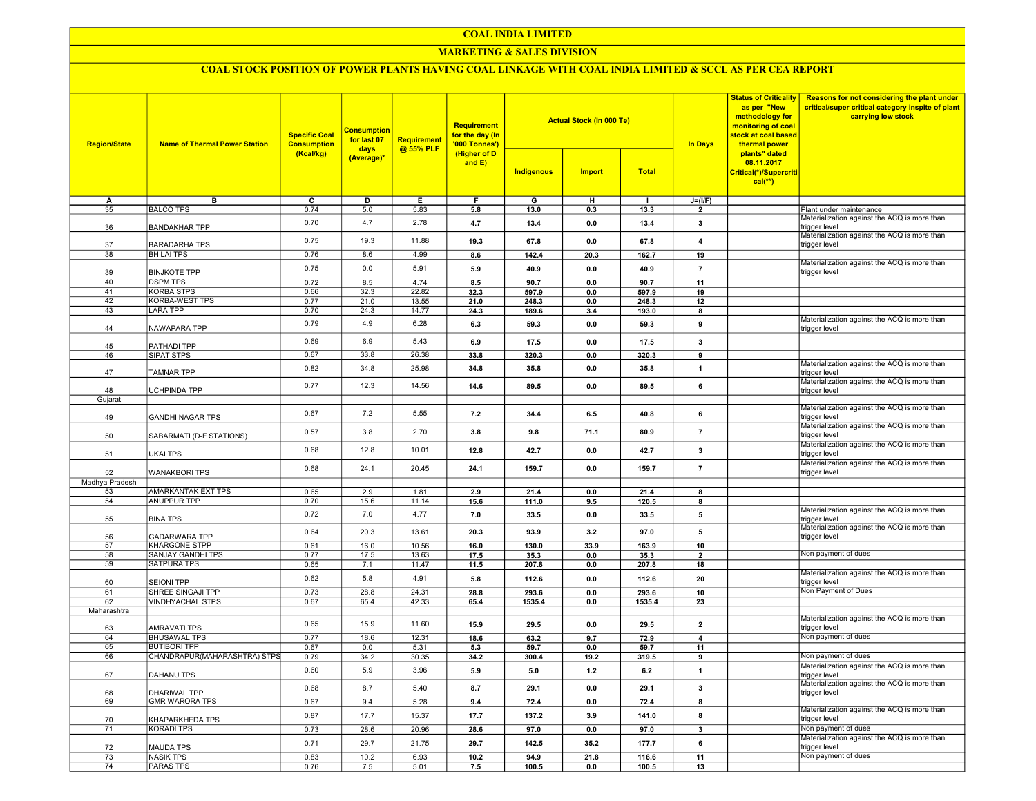# COAL INDIA LIMITED

## MARKETING & SALES DIVISION

### COAL STOCK POSITION OF POWER PLANTS HAVING COAL LINKAGE WITH COAL INDIA LIMITED & SCCL AS PER CEA REPORT

| Region/State | Name of Thermal Power Station | Specific Coal Consumption (Kcal/kg) | Consumption for last 07 days (Average)* | Requirement @ 55% PLF | Requirement for the day (In '000 Tonnes') (Higher of D and E) | Actual Stock (In 000 Te) | | | In Days | Status of Criticality as per "New methodology for monitoring of coal stock at coal based thermal power plants" dated 08.11.2017 Critical(*)/Supercritical(**) | Reasons for not considering the plant under critical/super critical category inspite of plant carrying low stock |
|---|---|---|---|---|---|---|---|---|---|---|---|
| | | | | | | Indigenous | Import | Total | | | |
| A | B | C | D | E | F | G | H | I | J=(I/F) | | |
| 35 | BALCO TPS | 0.74 | 5.0 | 5.83 | 5.8 | 13.0 | 0.3 | 13.3 | 2 | | Plant under maintenance |
| 36 | BANDAKHAR TPP | 0.70 | 4.7 | 2.78 | 4.7 | 13.4 | 0.0 | 13.4 | 3 | | Materialization against the ACQ is more than trigger level |
| 37 | BARADARHA TPS | 0.75 | 19.3 | 11.88 | 19.3 | 67.8 | 0.0 | 67.8 | 4 | | Materialization against the ACQ is more than trigger level |
| 38 | BHILAI TPS | 0.76 | 8.6 | 4.99 | 8.6 | 142.4 | 20.3 | 162.7 | 19 | | |
| 39 | BINJKOTE TPP | 0.75 | 0.0 | 5.91 | 5.9 | 40.9 | 0.0 | 40.9 | 7 | | Materialization against the ACQ is more than trigger level |
| 40 | DSPM TPS | 0.72 | 8.5 | 4.74 | 8.5 | 90.7 | 0.0 | 90.7 | 11 | | |
| 41 | KORBA STPS | 0.66 | 32.3 | 22.82 | 32.3 | 597.9 | 0.0 | 597.9 | 19 | | |
| 42 | KORBA-WEST TPS | 0.77 | 21.0 | 13.55 | 21.0 | 248.3 | 0.0 | 248.3 | 12 | | |
| 43 | LARA TPP | 0.70 | 24.3 | 14.77 | 24.3 | 189.6 | 3.4 | 193.0 | 8 | | |
| 44 | NAWAPARA TPP | 0.79 | 4.9 | 6.28 | 6.3 | 59.3 | 0.0 | 59.3 | 9 | | Materialization against the ACQ is more than trigger level |
| 45 | PATHADI TPP | 0.69 | 6.9 | 5.43 | 6.9 | 17.5 | 0.0 | 17.5 | 3 | | |
| 46 | SIPAT STPS | 0.67 | 33.8 | 26.38 | 33.8 | 320.3 | 0.0 | 320.3 | 9 | | |
| 47 | TAMNAR TPP | 0.82 | 34.8 | 25.98 | 34.8 | 35.8 | 0.0 | 35.8 | 1 | | Materialization against the ACQ is more than trigger level |
| 48 | UCHPINDA TPP | 0.77 | 12.3 | 14.56 | 14.6 | 89.5 | 0.0 | 89.5 | 6 | | Materialization against the ACQ is more than trigger level |
| Gujarat | | | | | | | | | | | |
| 49 | GANDHI NAGAR TPS | 0.67 | 7.2 | 5.55 | 7.2 | 34.4 | 6.5 | 40.8 | 6 | | Materialization against the ACQ is more than trigger level |
| 50 | SABARMATI (D-F STATIONS) | 0.57 | 3.8 | 2.70 | 3.8 | 9.8 | 71.1 | 80.9 | 7 | | Materialization against the ACQ is more than trigger level |
| 51 | UKAI TPS | 0.68 | 12.8 | 10.01 | 12.8 | 42.7 | 0.0 | 42.7 | 3 | | Materialization against the ACQ is more than trigger level |
| 52 | WANAKBORI TPS | 0.68 | 24.1 | 20.45 | 24.1 | 159.7 | 0.0 | 159.7 | 7 | | Materialization against the ACQ is more than trigger level |
| Madhya Pradesh | | | | | | | | | | | |
| 53 | AMARKANTAK EXT TPS | 0.65 | 2.9 | 1.81 | 2.9 | 21.4 | 0.0 | 21.4 | 8 | | |
| 54 | ANUPPUR TPP | 0.70 | 15.6 | 11.14 | 15.6 | 111.0 | 9.5 | 120.5 | 8 | | |
| 55 | BINA TPS | 0.72 | 7.0 | 4.77 | 7.0 | 33.5 | 0.0 | 33.5 | 5 | | Materialization against the ACQ is more than trigger level |
| 56 | GADARWARA TPP | 0.64 | 20.3 | 13.61 | 20.3 | 93.9 | 3.2 | 97.0 | 5 | | Materialization against the ACQ is more than trigger level |
| 57 | KHARGONE STPP | 0.61 | 16.0 | 10.56 | 16.0 | 130.0 | 33.9 | 163.9 | 10 | | |
| 58 | SANJAY GANDHI TPS | 0.77 | 17.5 | 13.63 | 17.5 | 35.3 | 0.0 | 35.3 | 2 | | Non payment of dues |
| 59 | SATPURA TPS | 0.65 | 7.1 | 11.47 | 11.5 | 207.8 | 0.0 | 207.8 | 18 | | |
| 60 | SEIONI TPP | 0.62 | 5.8 | 4.91 | 5.8 | 112.6 | 0.0 | 112.6 | 20 | | Materialization against the ACQ is more than trigger level |
| 61 | SHREE SINGAJI TPP | 0.73 | 28.8 | 24.31 | 28.8 | 293.6 | 0.0 | 293.6 | 10 | | Non Payment of Dues |
| 62 | VINDHYACHAL STPS | 0.67 | 65.4 | 42.33 | 65.4 | 1535.4 | 0.0 | 1535.4 | 23 | | |
| Maharashtra | | | | | | | | | | | |
| 63 | AMRAVATI TPS | 0.65 | 15.9 | 11.60 | 15.9 | 29.5 | 0.0 | 29.5 | 2 | | Materialization against the ACQ is more than trigger level |
| 64 | BHUSAWAL TPS | 0.77 | 18.6 | 12.31 | 18.6 | 63.2 | 9.7 | 72.9 | 4 | | Non payment of dues |
| 65 | BUTIBORI TPP | 0.67 | 0.0 | 5.31 | 5.3 | 59.7 | 0.0 | 59.7 | 11 | | |
| 66 | CHANDRAPUR(MAHARASHTRA) STPS | 0.79 | 34.2 | 30.35 | 34.2 | 300.4 | 19.2 | 319.5 | 9 | | Non payment of dues |
| 67 | DAHANU TPS | 0.60 | 5.9 | 3.96 | 5.9 | 5.0 | 1.2 | 6.2 | 1 | | Materialization against the ACQ is more than trigger level |
| 68 | DHARIWAL TPP | 0.68 | 8.7 | 5.40 | 8.7 | 29.1 | 0.0 | 29.1 | 3 | | Materialization against the ACQ is more than trigger level |
| 69 | GMR WARORA TPS | 0.67 | 9.4 | 5.28 | 9.4 | 72.4 | 0.0 | 72.4 | 8 | | |
| 70 | KHAPARKHEDA TPS | 0.87 | 17.7 | 15.37 | 17.7 | 137.2 | 3.9 | 141.0 | 8 | | Materialization against the ACQ is more than trigger level |
| 71 | KORADI TPS | 0.73 | 28.6 | 20.96 | 28.6 | 97.0 | 0.0 | 97.0 | 3 | | Non payment of dues |
| 72 | MAUDA TPS | 0.71 | 29.7 | 21.75 | 29.7 | 142.5 | 35.2 | 177.7 | 6 | | Materialization against the ACQ is more than trigger level |
| 73 | NASIK TPS | 0.83 | 10.2 | 6.93 | 10.2 | 94.9 | 21.8 | 116.6 | 11 | | Non payment of dues |
| 74 | PARAS TPS | 0.76 | 7.5 | 5.01 | 7.5 | 100.5 | 0.0 | 100.5 | 13 | | |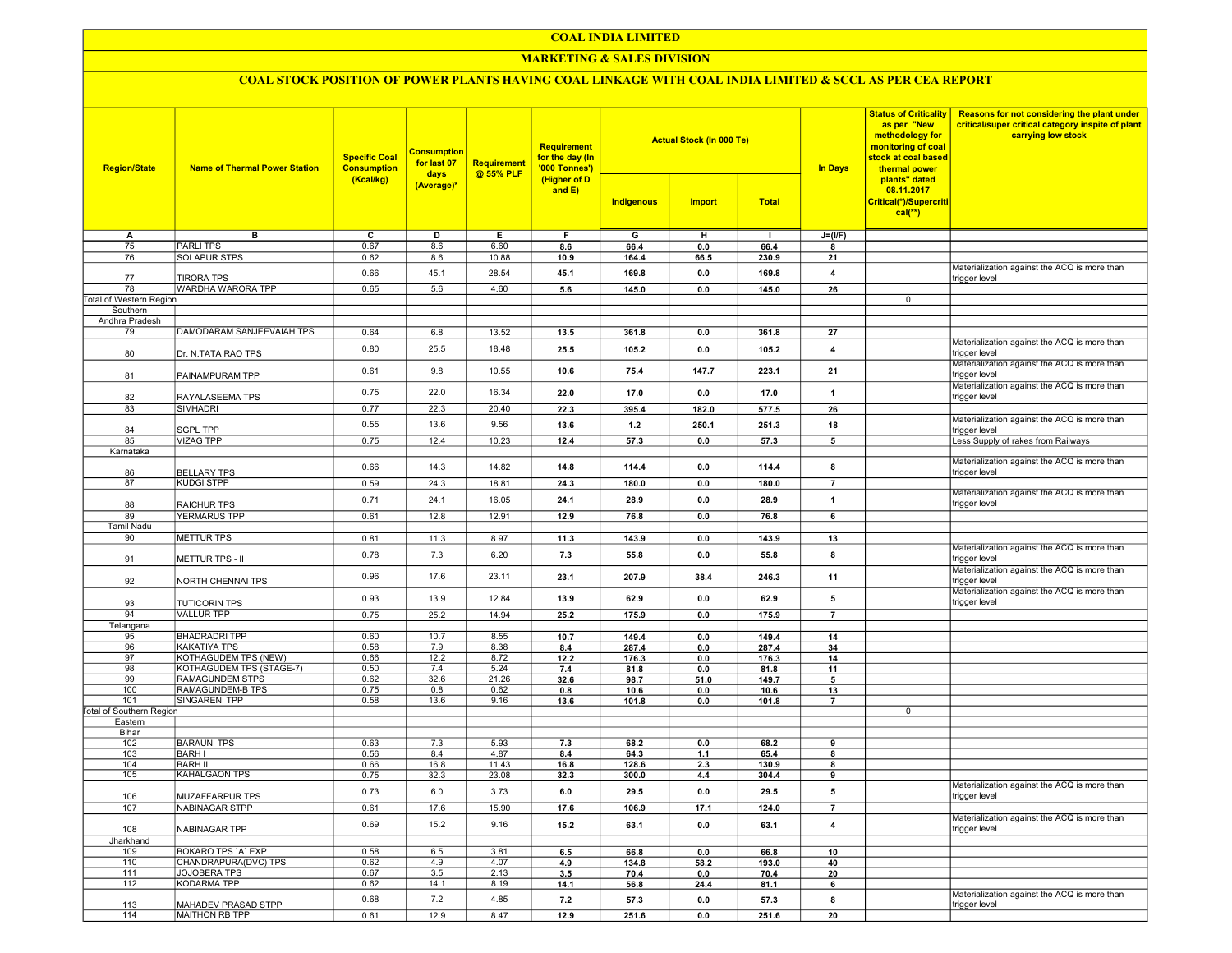# COAL INDIA LIMITED

## MARKETING & SALES DIVISION

### COAL STOCK POSITION OF POWER PLANTS HAVING COAL LINKAGE WITH COAL INDIA LIMITED & SCCL AS PER CEA REPORT

| Region/State | Name of Thermal Power Station | Specific Coal Consumption (Kcal/kg) | Consumption for last 07 days (Average)* | Requirement @ 55% PLF | Requirement for the day (In '000 Tonnes') (Higher of D and E) | Actual Stock (In 000 Te) | | | In Days | Status of Criticality as per "New methodology for monitoring of coal stock at coal based thermal power plants" dated 08.11.2017 Critical(*)/Supercritical(**) | Reasons for not considering the plant under critical/super critical category inspite of plant carrying low stock |
|---|---|---|---|---|---|---|---|---|---|---|---|
| | | | | | | Indigenous | Import | Total | | | |
| A | B | C | D | E | F | G | H | I | J=(I/F) | | |
| 75 | PARLI TPS | 0.67 | 8.6 | 6.60 | 8.6 | 66.4 | 0.0 | 66.4 | 8 | | |
| 76 | SOLAPUR STPS | 0.62 | 8.6 | 10.88 | 10.9 | 164.4 | 66.5 | 230.9 | 21 | | |
| 77 | TIRORA TPS | 0.66 | 45.1 | 28.54 | 45.1 | 169.8 | 0.0 | 169.8 | 4 | | Materialization against the ACQ is more than trigger level |
| 78 | WARDHA WARORA TPP | 0.65 | 5.6 | 4.60 | 5.6 | 145.0 | 0.0 | 145.0 | 26 | | |
| Total of Western Region | | | | | | | | | | 0 | |
| Southern | | | | | | | | | | | |
| Andhra Pradesh | | | | | | | | | | | |
| 79 | DAMODARAM SANJEEVAIAH TPS | 0.64 | 6.8 | 13.52 | 13.5 | 361.8 | 0.0 | 361.8 | 27 | | |
| 80 | Dr. N.TATA RAO TPS | 0.80 | 25.5 | 18.48 | 25.5 | 105.2 | 0.0 | 105.2 | 4 | | Materialization against the ACQ is more than trigger level |
| 81 | PAINAMPURAM TPP | 0.61 | 9.8 | 10.55 | 10.6 | 75.4 | 147.7 | 223.1 | 21 | | Materialization against the ACQ is more than trigger level |
| 82 | RAYALASEEMA TPS | 0.75 | 22.0 | 16.34 | 22.0 | 17.0 | 0.0 | 17.0 | 1 | | Materialization against the ACQ is more than trigger level |
| 83 | SIMHADRI | 0.77 | 22.3 | 20.40 | 22.3 | 395.4 | 182.0 | 577.5 | 26 | | |
| 84 | SGPL TPP | 0.55 | 13.6 | 9.56 | 13.6 | 1.2 | 250.1 | 251.3 | 18 | | Materialization against the ACQ is more than trigger level |
| 85 | VIZAG TPP | 0.75 | 12.4 | 10.23 | 12.4 | 57.3 | 0.0 | 57.3 | 5 | | Less Supply of rakes from Railways |
| Karnataka | | | | | | | | | | | |
| 86 | BELLARY TPS | 0.66 | 14.3 | 14.82 | 14.8 | 114.4 | 0.0 | 114.4 | 8 | | Materialization against the ACQ is more than trigger level |
| 87 | KUDGI STPP | 0.59 | 24.3 | 18.81 | 24.3 | 180.0 | 0.0 | 180.0 | 7 | | |
| 88 | RAICHUR TPS | 0.71 | 24.1 | 16.05 | 24.1 | 28.9 | 0.0 | 28.9 | 1 | | Materialization against the ACQ is more than trigger level |
| 89 | YERMARUS TPP | 0.61 | 12.8 | 12.91 | 12.9 | 76.8 | 0.0 | 76.8 | 6 | | |
| Tamil Nadu | | | | | | | | | | | |
| 90 | METTUR TPS | 0.81 | 11.3 | 8.97 | 11.3 | 143.9 | 0.0 | 143.9 | 13 | | |
| 91 | METTUR TPS - II | 0.78 | 7.3 | 6.20 | 7.3 | 55.8 | 0.0 | 55.8 | 8 | | Materialization against the ACQ is more than trigger level |
| 92 | NORTH CHENNAI TPS | 0.96 | 17.6 | 23.11 | 23.1 | 207.9 | 38.4 | 246.3 | 11 | | Materialization against the ACQ is more than trigger level |
| 93 | TUTICORIN TPS | 0.93 | 13.9 | 12.84 | 13.9 | 62.9 | 0.0 | 62.9 | 5 | | Materialization against the ACQ is more than trigger level |
| 94 | VALLUR TPP | 0.75 | 25.2 | 14.94 | 25.2 | 175.9 | 0.0 | 175.9 | 7 | | |
| Telangana | | | | | | | | | | | |
| 95 | BHADRADRI TPP | 0.60 | 10.7 | 8.55 | 10.7 | 149.4 | 0.0 | 149.4 | 14 | | |
| 96 | KAKATIYA TPS | 0.58 | 7.9 | 8.38 | 8.4 | 287.4 | 0.0 | 287.4 | 34 | | |
| 97 | KOTHAGUDEM TPS (NEW) | 0.66 | 12.2 | 8.72 | 12.2 | 176.3 | 0.0 | 176.3 | 14 | | |
| 98 | KOTHAGUDEM TPS (STAGE-7) | 0.50 | 7.4 | 5.24 | 7.4 | 81.8 | 0.0 | 81.8 | 11 | | |
| 99 | RAMAGUNDEM STPS | 0.62 | 32.6 | 21.26 | 32.6 | 98.7 | 51.0 | 149.7 | 5 | | |
| 100 | RAMAGUNDEM-B TPS | 0.75 | 0.8 | 0.62 | 0.8 | 10.6 | 0.0 | 10.6 | 13 | | |
| 101 | SINGARENI TPP | 0.58 | 13.6 | 9.16 | 13.6 | 101.8 | 0.0 | 101.8 | 7 | | |
| Total of Southern Region | | | | | | | | | | 0 | |
| Eastern | | | | | | | | | | | |
| Bihar | | | | | | | | | | | |
| 102 | BARAUNI TPS | 0.63 | 7.3 | 5.93 | 7.3 | 68.2 | 0.0 | 68.2 | 9 | | |
| 103 | BARH I | 0.56 | 8.4 | 4.87 | 8.4 | 64.3 | 1.1 | 65.4 | 8 | | |
| 104 | BARH II | 0.66 | 16.8 | 11.43 | 16.8 | 128.6 | 2.3 | 130.9 | 8 | | |
| 105 | KAHALGAON TPS | 0.75 | 32.3 | 23.08 | 32.3 | 300.0 | 4.4 | 304.4 | 9 | | |
| 106 | MUZAFFARPUR TPS | 0.73 | 6.0 | 3.73 | 6.0 | 29.5 | 0.0 | 29.5 | 5 | | Materialization against the ACQ is more than trigger level |
| 107 | NABINAGAR STPP | 0.61 | 17.6 | 15.90 | 17.6 | 106.9 | 17.1 | 124.0 | 7 | | |
| 108 | NABINAGAR TPP | 0.69 | 15.2 | 9.16 | 15.2 | 63.1 | 0.0 | 63.1 | 4 | | Materialization against the ACQ is more than trigger level |
| Jharkhand | | | | | | | | | | | |
| 109 | BOKARO TPS `A` EXP | 0.58 | 6.5 | 3.81 | 6.5 | 66.8 | 0.0 | 66.8 | 10 | | |
| 110 | CHANDRAPURA(DVC) TPS | 0.62 | 4.9 | 4.07 | 4.9 | 134.8 | 58.2 | 193.0 | 40 | | |
| 111 | JOJOBERA TPS | 0.67 | 3.5 | 2.13 | 3.5 | 70.4 | 0.0 | 70.4 | 20 | | |
| 112 | KODARMA TPP | 0.62 | 14.1 | 8.19 | 14.1 | 56.8 | 24.4 | 81.1 | 6 | | |
| 113 | MAHADEV PRASAD STPP | 0.68 | 7.2 | 4.85 | 7.2 | 57.3 | 0.0 | 57.3 | 8 | | Materialization against the ACQ is more than trigger level |
| 114 | MAITHON RB TPP | 0.61 | 12.9 | 8.47 | 12.9 | 251.6 | 0.0 | 251.6 | 20 | | |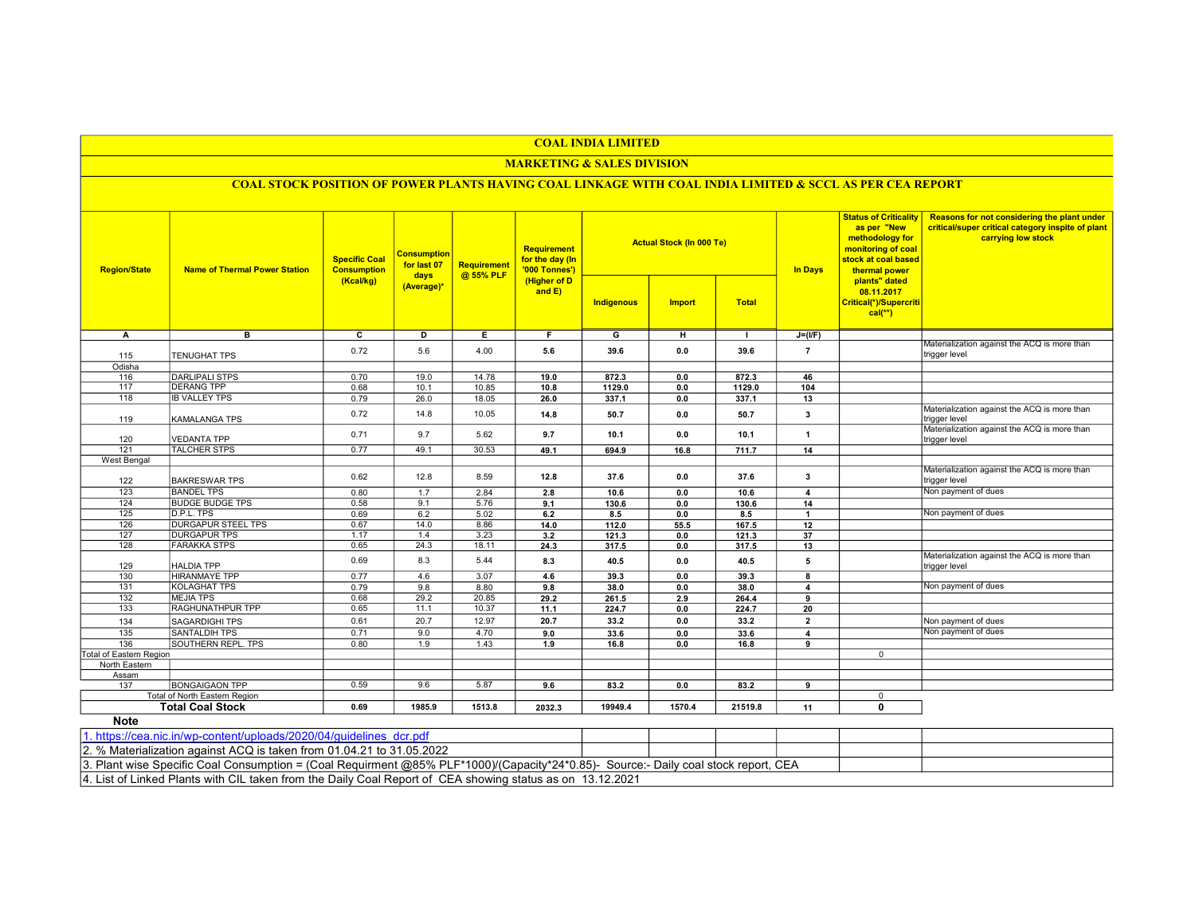# COAL INDIA LIMITED

## MARKETING & SALES DIVISION

### COAL STOCK POSITION OF POWER PLANTS HAVING COAL LINKAGE WITH COAL INDIA LIMITED & SCCL AS PER CEA REPORT

| Region/State | Name of Thermal Power Station | Specific Coal Consumption (Kcal/kg) | Consumption for last 07 days (Average)* | Requirement @ 55% PLF | Requirement for the day (In '000 Tonnes') (Higher of D and E) | Actual Stock (In 000 Te) | | | In Days | Status of Criticality as per "New methodology for monitoring of coal stock at coal based thermal power plants" dated 08.11.2017 Critical(*)/Supercritical(**) | Reasons for not considering the plant under critical/super critical category inspite of plant carrying low stock |
|---|---|---|---|---|---|---|---|---|---|---|---|
| | | | | | | Indigenous | Import | Total | | | |
| A | B | C | D | E | F | G | H | I | J=(I/F) | | |
| 115 | TENUGHAT TPS | 0.72 | 5.6 | 4.00 | 5.6 | 39.6 | 0.0 | 39.6 | 7 | | Materialization against the ACQ is more than trigger level |
| Odisha | | | | | | | | | | | |
| 116 | DARLIPALI STPS | 0.70 | 19.0 | 14.78 | 19.0 | 872.3 | 0.0 | 872.3 | 46 | | |
| 117 | DERANG TPP | 0.68 | 10.1 | 10.85 | 10.8 | 1129.0 | 0.0 | 1129.0 | 104 | | |
| 118 | IB VALLEY TPS | 0.79 | 26.0 | 18.05 | 26.0 | 337.1 | 0.0 | 337.1 | 13 | | |
| 119 | KAMALANGA TPS | 0.72 | 14.8 | 10.05 | 14.8 | 50.7 | 0.0 | 50.7 | 3 | | Materialization against the ACQ is more than trigger level |
| 120 | VEDANTA TPP | 0.71 | 9.7 | 5.62 | 9.7 | 10.1 | 0.0 | 10.1 | 1 | | Materialization against the ACQ is more than trigger level |
| 121 | TALCHER STPS | 0.77 | 49.1 | 30.53 | 49.1 | 694.9 | 16.8 | 711.7 | 14 | | |
| West Bengal | | | | | | | | | | | |
| 122 | BAKRESWAR TPS | 0.62 | 12.8 | 8.59 | 12.8 | 37.6 | 0.0 | 37.6 | 3 | | Materialization against the ACQ is more than trigger level |
| 123 | BANDEL TPS | 0.80 | 1.7 | 2.84 | 2.8 | 10.6 | 0.0 | 10.6 | 4 | | Non payment of dues |
| 124 | BUDGE BUDGE TPS | 0.58 | 9.1 | 5.76 | 9.1 | 130.6 | 0.0 | 130.6 | 14 | | |
| 125 | D.P.L. TPS | 0.69 | 6.2 | 5.02 | 6.2 | 8.5 | 0.0 | 8.5 | 1 | | Non payment of dues |
| 126 | DURGAPUR STEEL TPS | 0.67 | 14.0 | 8.86 | 14.0 | 112.0 | 55.5 | 167.5 | 12 | | |
| 127 | DURGAPUR TPS | 1.17 | 1.4 | 3.23 | 3.2 | 121.3 | 0.0 | 121.3 | 37 | | |
| 128 | FARAKKA STPS | 0.65 | 24.3 | 18.11 | 24.3 | 317.5 | 0.0 | 317.5 | 13 | | |
| 129 | HALDIA TPP | 0.69 | 8.3 | 5.44 | 8.3 | 40.5 | 0.0 | 40.5 | 5 | | Materialization against the ACQ is more than trigger level |
| 130 | HIRANMAYE TPP | 0.77 | 4.6 | 3.07 | 4.6 | 39.3 | 0.0 | 39.3 | 8 | | |
| 131 | KOLAGHAT TPS | 0.79 | 9.8 | 8.80 | 9.8 | 38.0 | 0.0 | 38.0 | 4 | | Non payment of dues |
| 132 | MEJIA TPS | 0.68 | 29.2 | 20.85 | 29.2 | 261.5 | 2.9 | 264.4 | 9 | | |
| 133 | RAGHUNATHPUR TPP | 0.65 | 11.1 | 10.37 | 11.1 | 224.7 | 0.0 | 224.7 | 20 | | |
| 134 | SAGARDIGHI TPS | 0.61 | 20.7 | 12.97 | 20.7 | 33.2 | 0.0 | 33.2 | 2 | | Non payment of dues |
| 135 | SANTALDIH TPS | 0.71 | 9.0 | 4.70 | 9.0 | 33.6 | 0.0 | 33.6 | 4 | | Non payment of dues |
| 136 | SOUTHERN REPL. TPS | 0.80 | 1.9 | 1.43 | 1.9 | 16.8 | 0.0 | 16.8 | 9 | | |
| Total of Eastern Region | | | | | | | | | | 0 | |
| North Eastern | | | | | | | | | | | |
| Assam | | | | | | | | | | | |
| 137 | BONGAIGAON TPP | 0.59 | 9.6 | 5.87 | 9.6 | 83.2 | 0.0 | 83.2 | 9 | | |
| Total of North Eastern Region | | | | | | | | | | 0 | |
| **Total Coal Stock** | | **0.69** | **1985.9** | **1513.8** | **2032.3** | **19949.4** | **1570.4** | **21519.8** | **11** | **0** | |

**Note**

1. https://cea.nic.in/wp-content/uploads/2020/04/guidelines_dcr.pdf
2. % Materialization against ACQ is taken from 01.04.21 to 31.05.2022
3. Plant wise Specific Coal Consumption = (Coal Requirment @85% PLF*1000)/(Capacity*24*0.85)- Source:- Daily coal stock report, CEA
4. List of Linked Plants with CIL taken from the Daily Coal Report of CEA showing status as on 13.12.2021